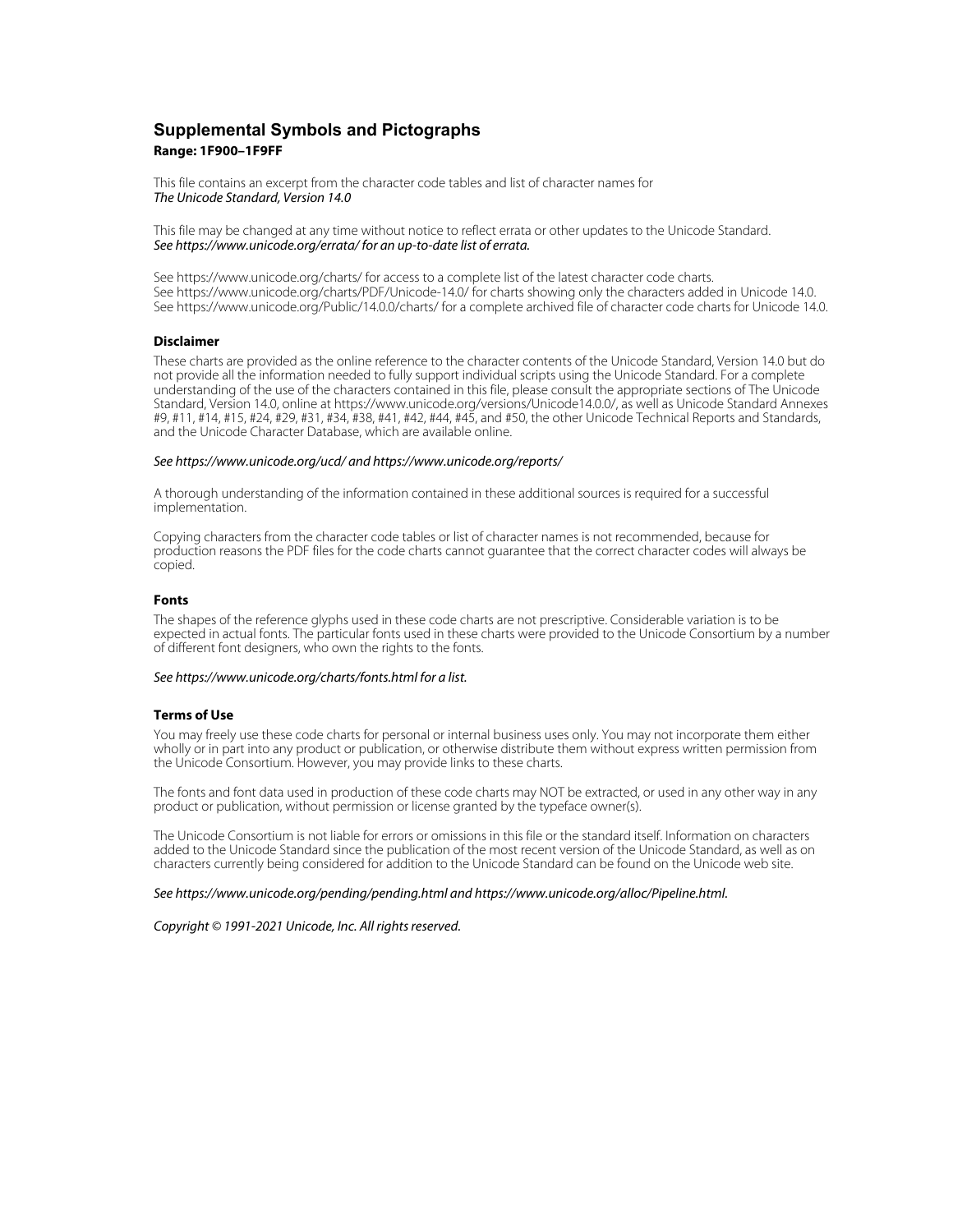# Supplemental Symbols and Pictographs

**Range: 1F900–1F9FF**

This file contains an excerpt from the character code tables and list of character names for
*The Unicode Standard, Version 14.0*

This file may be changed at any time without notice to reflect errata or other updates to the Unicode Standard.
*See https://www.unicode.org/errata/ for an up-to-date list of errata.*

See https://www.unicode.org/charts/ for access to a complete list of the latest character code charts.
See https://www.unicode.org/charts/PDF/Unicode-14.0/ for charts showing only the characters added in Unicode 14.0.
See https://www.unicode.org/Public/14.0.0/charts/ for a complete archived file of character code charts for Unicode 14.0.

### Disclaimer

These charts are provided as the online reference to the character contents of the Unicode Standard, Version 14.0 but do not provide all the information needed to fully support individual scripts using the Unicode Standard. For a complete understanding of the use of the characters contained in this file, please consult the appropriate sections of The Unicode Standard, Version 14.0, online at https://www.unicode.org/versions/Unicode14.0.0/, as well as Unicode Standard Annexes #9, #11, #14, #15, #24, #29, #31, #34, #38, #41, #42, #44, #45, and #50, the other Unicode Technical Reports and Standards, and the Unicode Character Database, which are available online.

*See https://www.unicode.org/ucd/ and https://www.unicode.org/reports/*

A thorough understanding of the information contained in these additional sources is required for a successful implementation.

Copying characters from the character code tables or list of character names is not recommended, because for production reasons the PDF files for the code charts cannot guarantee that the correct character codes will always be copied.

### Fonts

The shapes of the reference glyphs used in these code charts are not prescriptive. Considerable variation is to be expected in actual fonts. The particular fonts used in these charts were provided to the Unicode Consortium by a number of different font designers, who own the rights to the fonts.

*See https://www.unicode.org/charts/fonts.html for a list.*

### Terms of Use

You may freely use these code charts for personal or internal business uses only. You may not incorporate them either wholly or in part into any product or publication, or otherwise distribute them without express written permission from the Unicode Consortium. However, you may provide links to these charts.

The fonts and font data used in production of these code charts may NOT be extracted, or used in any other way in any product or publication, without permission or license granted by the typeface owner(s).

The Unicode Consortium is not liable for errors or omissions in this file or the standard itself. Information on characters added to the Unicode Standard since the publication of the most recent version of the Unicode Standard, as well as on characters currently being considered for addition to the Unicode Standard can be found on the Unicode web site.

*See https://www.unicode.org/pending/pending.html and https://www.unicode.org/alloc/Pipeline.html.*

*Copyright © 1991-2021 Unicode, Inc. All rights reserved.*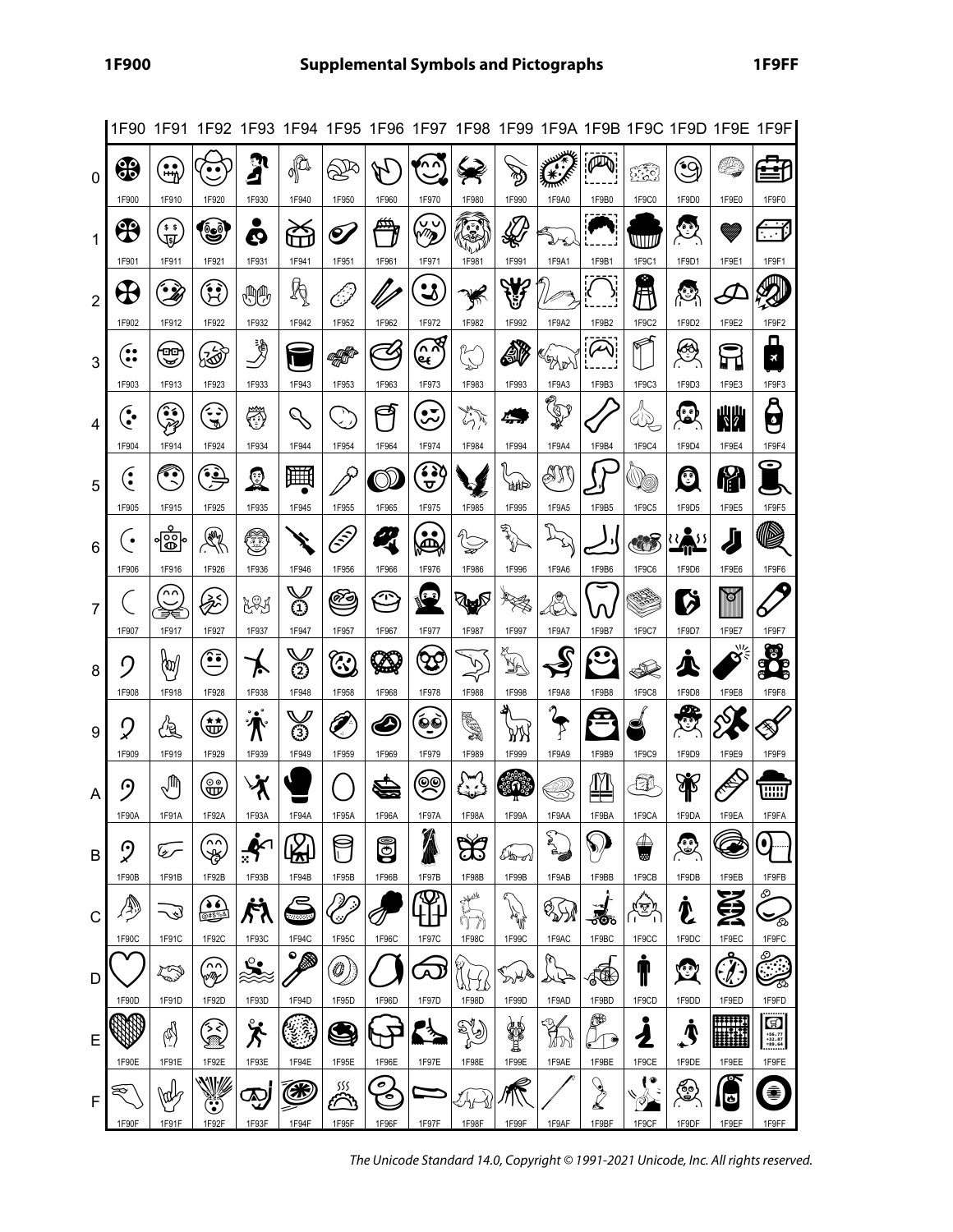# Supplemental Symbols and Pictographs

| | 1F90 | 1F91 | 1F92 | 1F93 | 1F94 | 1F95 | 1F96 | 1F97 | 1F98 | 1F99 | 1F9A | 1F9B | 1F9C | 1F9D | 1F9E | 1F9F |
|---|---|---|---|---|---|---|---|---|---|---|---|---|---|---|---|---|
| 0 | 1F900 | 1F910 | 1F920 | 1F930 | 1F940 | 1F950 | 1F960 | 1F970 | 1F980 | 1F990 | 1F9A0 | 1F9B0 | 1F9C0 | 1F9D0 | 1F9E0 | 1F9F0 |
| 1 | 1F901 | 1F911 | 1F921 | 1F931 | 1F941 | 1F951 | 1F961 | 1F971 | 1F981 | 1F991 | 1F9A1 | 1F9B1 | 1F9C1 | 1F9D1 | 1F9E1 | 1F9F1 |
| 2 | 1F902 | 1F912 | 1F922 | 1F932 | 1F942 | 1F952 | 1F962 | 1F972 | 1F982 | 1F992 | 1F9A2 | 1F9B2 | 1F9C2 | 1F9D2 | 1F9E2 | 1F9F2 |
| 3 | 1F903 | 1F913 | 1F923 | 1F933 | 1F943 | 1F953 | 1F963 | 1F973 | 1F983 | 1F993 | 1F9A3 | 1F9B3 | 1F9C3 | 1F9D3 | 1F9E3 | 1F9F3 |
| 4 | 1F904 | 1F914 | 1F924 | 1F934 | 1F944 | 1F954 | 1F964 | 1F974 | 1F984 | 1F994 | 1F9A4 | 1F9B4 | 1F9C4 | 1F9D4 | 1F9E4 | 1F9F4 |
| 5 | 1F905 | 1F915 | 1F925 | 1F935 | 1F945 | 1F955 | 1F965 | 1F975 | 1F985 | 1F995 | 1F9A5 | 1F9B5 | 1F9C5 | 1F9D5 | 1F9E5 | 1F9F5 |
| 6 | 1F906 | 1F916 | 1F926 | 1F936 | 1F946 | 1F956 | 1F966 | 1F976 | 1F986 | 1F996 | 1F9A6 | 1F9B6 | 1F9C6 | 1F9D6 | 1F9E6 | 1F9F6 |
| 7 | 1F907 | 1F917 | 1F927 | 1F937 | 1F947 | 1F957 | 1F967 | 1F977 | 1F987 | 1F997 | 1F9A7 | 1F9B7 | 1F9C7 | 1F9D7 | 1F9E7 | 1F9F7 |
| 8 | 1F908 | 1F918 | 1F928 | 1F938 | 1F948 | 1F958 | 1F968 | 1F978 | 1F988 | 1F998 | 1F9A8 | 1F9B8 | 1F9C8 | 1F9D8 | 1F9E8 | 1F9F8 |
| 9 | 1F909 | 1F919 | 1F929 | 1F939 | 1F949 | 1F959 | 1F969 | 1F979 | 1F989 | 1F999 | 1F9A9 | 1F9B9 | 1F9C9 | 1F9D9 | 1F9E9 | 1F9F9 |
| A | 1F90A | 1F91A | 1F92A | 1F93A | 1F94A | 1F95A | 1F96A | 1F97A | 1F98A | 1F99A | 1F9AA | 1F9BA | 1F9CA | 1F9DA | 1F9EA | 1F9FA |
| B | 1F90B | 1F91B | 1F92B | 1F93B | 1F94B | 1F95B | 1F96B | 1F97B | 1F98B | 1F99B | 1F9AB | 1F9BB | 1F9CB | 1F9DB | 1F9EB | 1F9FB |
| C | 1F90C | 1F91C | 1F92C | 1F93C | 1F94C | 1F95C | 1F96C | 1F97C | 1F98C | 1F99C | 1F9AC | 1F9BC | 1F9CC | 1F9DC | 1F9EC | 1F9FC |
| D | 1F90D | 1F91D | 1F92D | 1F93D | 1F94D | 1F95D | 1F96D | 1F97D | 1F98D | 1F99D | 1F9AD | 1F9BD | 1F9CD | 1F9DD | 1F9ED | 1F9FD |
| E | 1F90E | 1F91E | 1F92E | 1F93E | 1F94E | 1F95E | 1F96E | 1F97E | 1F98E | 1F99E | 1F9AE | 1F9BE | 1F9CE | 1F9DE | 1F9EE | 1F9FE |
| F | 1F90F | 1F91F | 1F92F | 1F93F | 1F94F | 1F95F | 1F96F | 1F97F | 1F98F | 1F99F | 1F9AF | 1F9BF | 1F9CF | 1F9DF | 1F9EF | 1F9FF |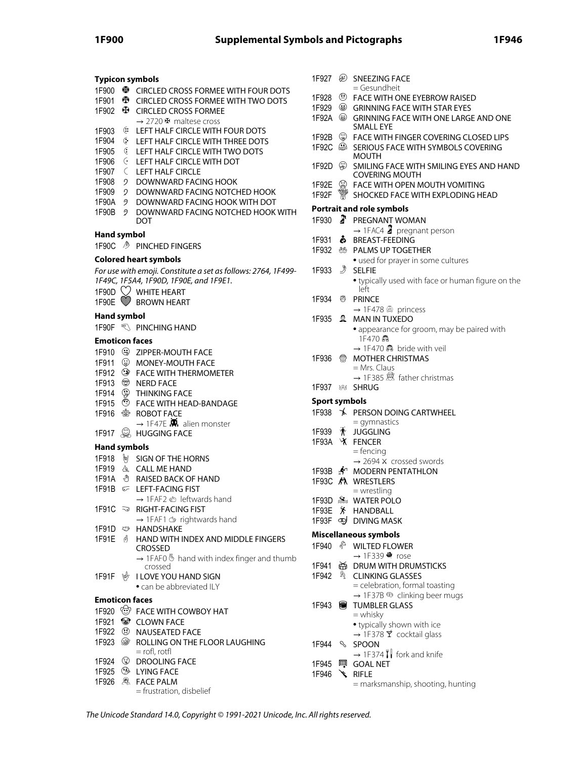### Typicon symbols

1F900 🤀 CIRCLED CROSS FORMEE WITH FOUR DOTS
1F901 🤁 CIRCLED CROSS FORMEE WITH TWO DOTS
1F902 🤂 CIRCLED CROSS FORMEE
→ 2720 ✠ maltese cross
1F903 🤃 LEFT HALF CIRCLE WITH FOUR DOTS
1F904 🤄 LEFT HALF CIRCLE WITH THREE DOTS
1F905 🤅 LEFT HALF CIRCLE WITH TWO DOTS
1F906 🤆 LEFT HALF CIRCLE WITH DOT
1F907 🤇 LEFT HALF CIRCLE
1F908 🤈 DOWNWARD FACING HOOK
1F909 🤉 DOWNWARD FACING NOTCHED HOOK
1F90A 🤊 DOWNWARD FACING HOOK WITH DOT
1F90B 🤋 DOWNWARD FACING NOTCHED HOOK WITH DOT

### Hand symbol

1F90C 🤌 PINCHED FINGERS

### Colored heart symbols

*For use with emoji. Constitute a set as follows: 2764, 1F499-1F49C, 1F5A4, 1F90D, 1F90E, and 1F9E1.*

1F90D 🤍 WHITE HEART
1F90E 🤎 BROWN HEART

### Hand symbol

1F90F 🤏 PINCHING HAND

### Emoticon faces

1F910 🤐 ZIPPER-MOUTH FACE
1F911 🤑 MONEY-MOUTH FACE
1F912 🤒 FACE WITH THERMOMETER
1F913 🤓 NERD FACE
1F914 🤔 THINKING FACE
1F915 🤕 FACE WITH HEAD-BANDAGE
1F916 🤖 ROBOT FACE
→ 1F47E 👾 alien monster
1F917 🤗 HUGGING FACE

### Hand symbols

1F918 🤘 SIGN OF THE HORNS
1F919 🤙 CALL ME HAND
1F91A 🤚 RAISED BACK OF HAND
1F91B 🤛 LEFT-FACING FIST
→ 1FAF2 🫲 leftwards hand
1F91C 🤜 RIGHT-FACING FIST
→ 1FAF1 🫱 rightwards hand
1F91D 🤝 HANDSHAKE
1F91E 🤞 HAND WITH INDEX AND MIDDLE FINGERS CROSSED
→ 1FAF0 🫰 hand with index finger and thumb crossed
1F91F 🤟 I LOVE YOU HAND SIGN
• can be abbreviated ILY

### Emoticon faces

1F920 🤠 FACE WITH COWBOY HAT
1F921 🤡 CLOWN FACE
1F922 🤢 NAUSEATED FACE
1F923 🤣 ROLLING ON THE FLOOR LAUGHING
= rofl, rotfl
1F924 🤤 DROOLING FACE
1F925 🤥 LYING FACE
1F926 🤦 FACE PALM
= frustration, disbelief
1F927 🤧 SNEEZING FACE
= Gesundheit
1F928 🤨 FACE WITH ONE EYEBROW RAISED
1F929 🤩 GRINNING FACE WITH STAR EYES
1F92A 🤪 GRINNING FACE WITH ONE LARGE AND ONE SMALL EYE
1F92B 🤫 FACE WITH FINGER COVERING CLOSED LIPS
1F92C 🤬 SERIOUS FACE WITH SYMBOLS COVERING MOUTH
1F92D 🤭 SMILING FACE WITH SMILING EYES AND HAND COVERING MOUTH
1F92E 🤮 FACE WITH OPEN MOUTH VOMITING
1F92F 🤯 SHOCKED FACE WITH EXPLODING HEAD

### Portrait and role symbols

1F930 🤰 PREGNANT WOMAN
→ 1FAC4 🫄 pregnant person
1F931 🤱 BREAST-FEEDING
1F932 🤲 PALMS UP TOGETHER
• used for prayer in some cultures
1F933 🤳 SELFIE
• typically used with face or human figure on the left
1F934 🤴 PRINCE
→ 1F478 👸 princess
1F935 🤵 MAN IN TUXEDO
• appearance for groom, may be paired with 1F470 👰
→ 1F470 👰 bride with veil
1F936 🤶 MOTHER CHRISTMAS
= Mrs. Claus
→ 1F385 🎅 father christmas
1F937 🤷 SHRUG

### Sport symbols

1F938 🤸 PERSON DOING CARTWHEEL
= gymnastics
1F939 🤹 JUGGLING
1F93A 🤺 FENCER
= fencing
→ 2694 ⚔ crossed swords
1F93B 🤻 MODERN PENTATHLON
1F93C 🤼 WRESTLERS
= wrestling
1F93D 🤽 WATER POLO
1F93E 🤾 HANDBALL
1F93F 🤿 DIVING MASK

### Miscellaneous symbols

1F940 🥀 WILTED FLOWER
→ 1F339 🌹 rose
1F941 🥁 DRUM WITH DRUMSTICKS
1F942 🥂 CLINKING GLASSES
= celebration, formal toasting
→ 1F37B 🍻 clinking beer mugs
1F943 🥃 TUMBLER GLASS
= whisky
• typically shown with ice
→ 1F378 🍸 cocktail glass
1F944 🥄 SPOON
→ 1F374 🍴 fork and knife
1F945 🥅 GOAL NET
1F946 🥆 RIFLE
= marksmanship, shooting, hunting

*The Unicode Standard 14.0, Copyright © 1991-2021 Unicode, Inc. All rights reserved.*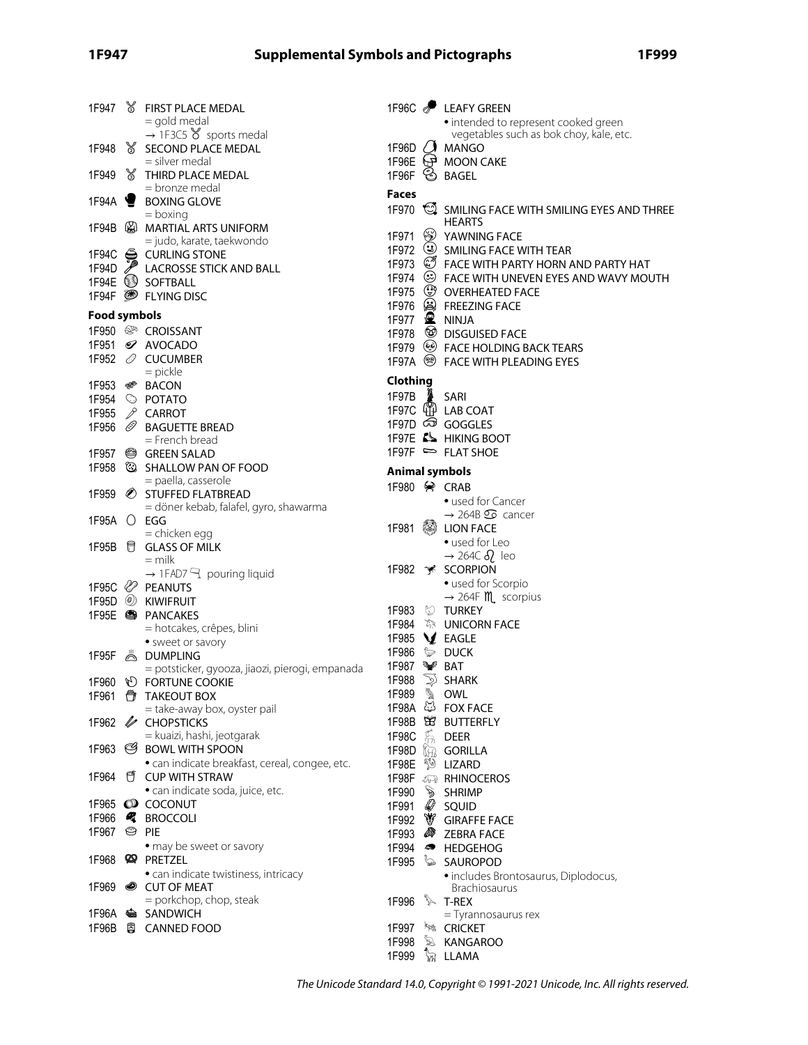1F947 FIRST PLACE MEDAL
= gold medal
→ 1F3C5 sports medal

1F948 SECOND PLACE MEDAL
= silver medal

1F949 THIRD PLACE MEDAL
= bronze medal

1F94A BOXING GLOVE
= boxing

1F94B MARTIAL ARTS UNIFORM
= judo, karate, taekwondo

1F94C CURLING STONE

1F94D LACROSSE STICK AND BALL

1F94E SOFTBALL

1F94F FLYING DISC

**Food symbols**

1F950 CROISSANT

1F951 AVOCADO

1F952 CUCUMBER
= pickle

1F953 BACON

1F954 POTATO

1F955 CARROT

1F956 BAGUETTE BREAD
= French bread

1F957 GREEN SALAD

1F958 SHALLOW PAN OF FOOD
= paella, casserole

1F959 STUFFED FLATBREAD
= döner kebab, falafel, gyro, shawarma

1F95A EGG
= chicken egg

1F95B GLASS OF MILK
= milk
→ 1FAD7 pouring liquid

1F95C PEANUTS

1F95D KIWIFRUIT

1F95E PANCAKES
= hotcakes, crêpes, blini
• sweet or savory

1F95F DUMPLING
= potsticker, gyooza, jiaozi, pierogi, empanada

1F960 FORTUNE COOKIE

1F961 TAKEOUT BOX
= take-away box, oyster pail

1F962 CHOPSTICKS
= kuaizi, hashi, jeotgarak

1F963 BOWL WITH SPOON
• can indicate breakfast, cereal, congee, etc.

1F964 CUP WITH STRAW
• can indicate soda, juice, etc.

1F965 COCONUT

1F966 BROCCOLI

1F967 PIE
• may be sweet or savory

1F968 PRETZEL
• can indicate twistiness, intricacy

1F969 CUT OF MEAT
= porkchop, chop, steak

1F96A SANDWICH

1F96B CANNED FOOD

1F96C LEAFY GREEN
• intended to represent cooked green vegetables such as bok choy, kale, etc.

1F96D MANGO

1F96E MOON CAKE

1F96F BAGEL

**Faces**

1F970 SMILING FACE WITH SMILING EYES AND THREE HEARTS

1F971 YAWNING FACE

1F972 SMILING FACE WITH TEAR

1F973 FACE WITH PARTY HORN AND PARTY HAT

1F974 FACE WITH UNEVEN EYES AND WAVY MOUTH

1F975 OVERHEATED FACE

1F976 FREEZING FACE

1F977 NINJA

1F978 DISGUISED FACE

1F979 FACE HOLDING BACK TEARS

1F97A FACE WITH PLEADING EYES

**Clothing**

1F97B SARI

1F97C LAB COAT

1F97D GOGGLES

1F97E HIKING BOOT

1F97F FLAT SHOE

**Animal symbols**

1F980 CRAB
• used for Cancer
→ 264B cancer

1F981 LION FACE
• used for Leo
→ 264C leo

1F982 SCORPION
• used for Scorpio
→ 264F scorpius

1F983 TURKEY

1F984 UNICORN FACE

1F985 EAGLE

1F986 DUCK

1F987 BAT

1F988 SHARK

1F989 OWL

1F98A FOX FACE

1F98B BUTTERFLY

1F98C DEER

1F98D GORILLA

1F98E LIZARD

1F98F RHINOCEROS

1F990 SHRIMP

1F991 SQUID

1F992 GIRAFFE FACE

1F993 ZEBRA FACE

1F994 HEDGEHOG

1F995 SAUROPOD
• includes Brontosaurus, Diplodocus, Brachiosaurus

1F996 T-REX
= Tyrannosaurus rex

1F997 CRICKET

1F998 KANGAROO

1F999 LLAMA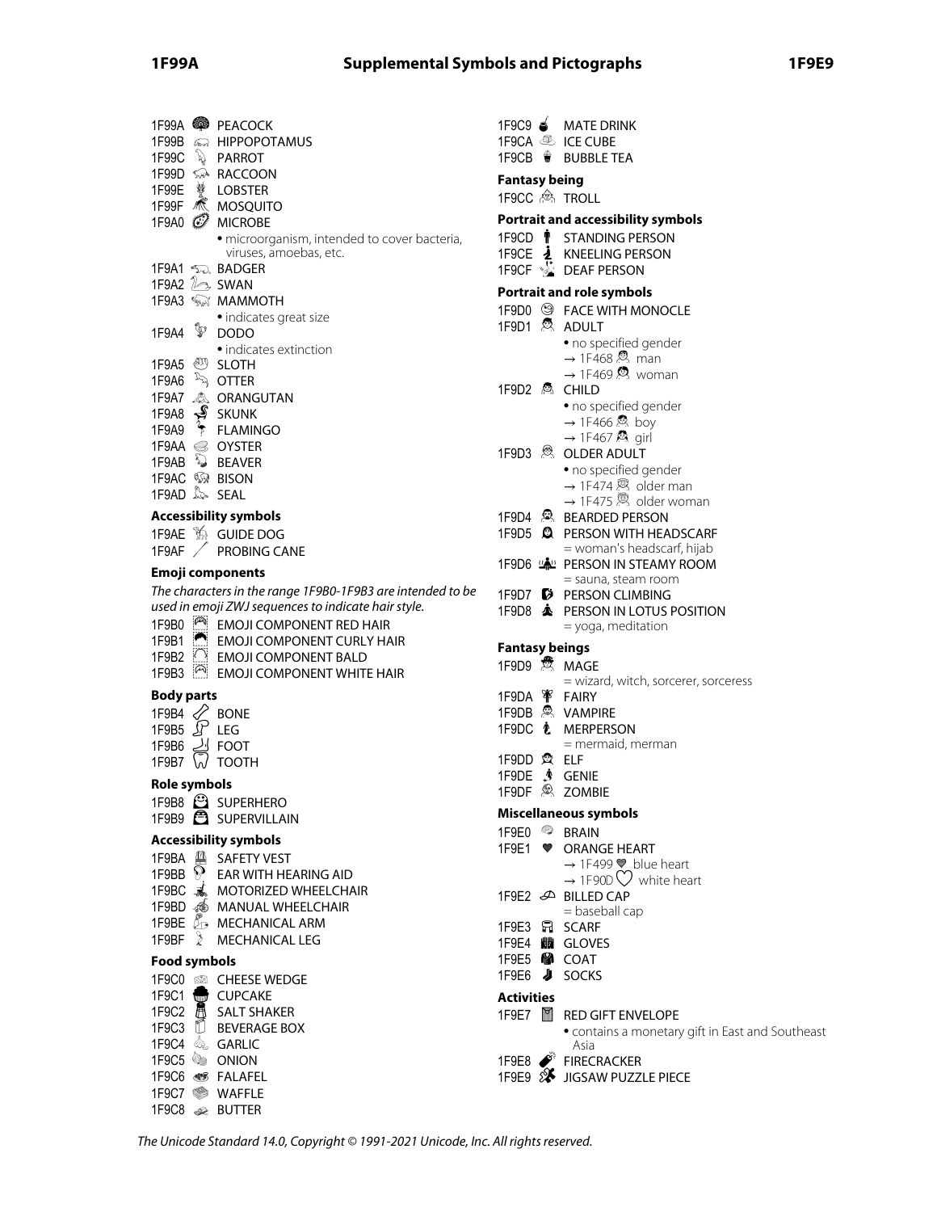1F99A PEACOCK
1F99B HIPPOPOTAMUS
1F99C PARROT
1F99D RACCOON
1F99E LOBSTER
1F99F MOSQUITO
1F9A0 MICROBE
- microorganism, intended to cover bacteria, viruses, amoebas, etc.

1F9A1 BADGER
1F9A2 SWAN
1F9A3 MAMMOTH
- indicates great size

1F9A4 DODO
- indicates extinction

1F9A5 SLOTH
1F9A6 OTTER
1F9A7 ORANGUTAN
1F9A8 SKUNK
1F9A9 FLAMINGO
1F9AA OYSTER
1F9AB BEAVER
1F9AC BISON
1F9AD SEAL

### Accessibility symbols

1F9AE GUIDE DOG
1F9AF PROBING CANE

### Emoji components

*The characters in the range 1F9B0-1F9B3 are intended to be used in emoji ZWJ sequences to indicate hair style.*

1F9B0 EMOJI COMPONENT RED HAIR
1F9B1 EMOJI COMPONENT CURLY HAIR
1F9B2 EMOJI COMPONENT BALD
1F9B3 EMOJI COMPONENT WHITE HAIR

### Body parts

1F9B4 BONE
1F9B5 LEG
1F9B6 FOOT
1F9B7 TOOTH

### Role symbols

1F9B8 SUPERHERO
1F9B9 SUPERVILLAIN

### Accessibility symbols

1F9BA SAFETY VEST
1F9BB EAR WITH HEARING AID
1F9BC MOTORIZED WHEELCHAIR
1F9BD MANUAL WHEELCHAIR
1F9BE MECHANICAL ARM
1F9BF MECHANICAL LEG

### Food symbols

1F9C0 CHEESE WEDGE
1F9C1 CUPCAKE
1F9C2 SALT SHAKER
1F9C3 BEVERAGE BOX
1F9C4 GARLIC
1F9C5 ONION
1F9C6 FALAFEL
1F9C7 WAFFLE
1F9C8 BUTTER
1F9C9 MATE DRINK
1F9CA ICE CUBE
1F9CB BUBBLE TEA

### Fantasy being

1F9CC TROLL

### Portrait and accessibility symbols

1F9CD STANDING PERSON
1F9CE KNEELING PERSON
1F9CF DEAF PERSON

### Portrait and role symbols

1F9D0 FACE WITH MONOCLE
1F9D1 ADULT
- no specified gender
- → 1F468 man
- → 1F469 woman

1F9D2 CHILD
- no specified gender
- → 1F466 boy
- → 1F467 girl

1F9D3 OLDER ADULT
- no specified gender
- → 1F474 older man
- → 1F475 older woman

1F9D4 BEARDED PERSON
1F9D5 PERSON WITH HEADSCARF
= woman's headscarf, hijab

1F9D6 PERSON IN STEAMY ROOM
= sauna, steam room

1F9D7 PERSON CLIMBING
1F9D8 PERSON IN LOTUS POSITION
= yoga, meditation

### Fantasy beings

1F9D9 MAGE
= wizard, witch, sorcerer, sorceress

1F9DA FAIRY
1F9DB VAMPIRE
1F9DC MERPERSON
= mermaid, merman

1F9DD ELF
1F9DE GENIE
1F9DF ZOMBIE

### Miscellaneous symbols

1F9E0 BRAIN
1F9E1 ORANGE HEART
- → 1F499 blue heart
- → 1F90D white heart

1F9E2 BILLED CAP
= baseball cap

1F9E3 SCARF
1F9E4 GLOVES
1F9E5 COAT
1F9E6 SOCKS

### Activities

1F9E7 RED GIFT ENVELOPE
- contains a monetary gift in East and Southeast Asia

1F9E8 FIRECRACKER
1F9E9 JIGSAW PUZZLE PIECE

*The Unicode Standard 14.0, Copyright © 1991-2021 Unicode, Inc. All rights reserved.*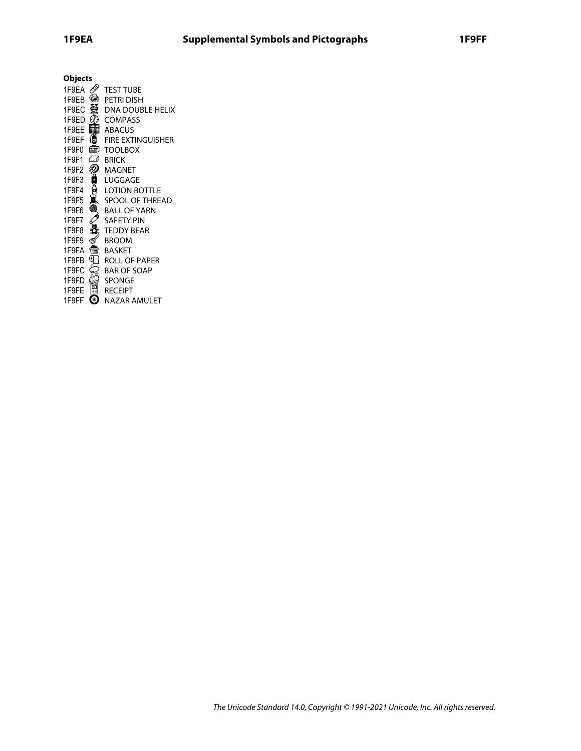**Objects**

1F9EA 🧪 TEST TUBE
1F9EB 🧫 PETRI DISH
1F9EC 🧬 DNA DOUBLE HELIX
1F9ED 🧭 COMPASS
1F9EE 🧮 ABACUS
1F9EF 🧯 FIRE EXTINGUISHER
1F9F0 🧰 TOOLBOX
1F9F1 🧱 BRICK
1F9F2 🧲 MAGNET
1F9F3 🧳 LUGGAGE
1F9F4 🧴 LOTION BOTTLE
1F9F5 🧵 SPOOL OF THREAD
1F9F6 🧶 BALL OF YARN
1F9F7 🧷 SAFETY PIN
1F9F8 🧸 TEDDY BEAR
1F9F9 🧹 BROOM
1F9FA 🧺 BASKET
1F9FB 🧻 ROLL OF PAPER
1F9FC 🧼 BAR OF SOAP
1F9FD 🧽 SPONGE
1F9FE 🧾 RECEIPT
1F9FF 🧿 NAZAR AMULET